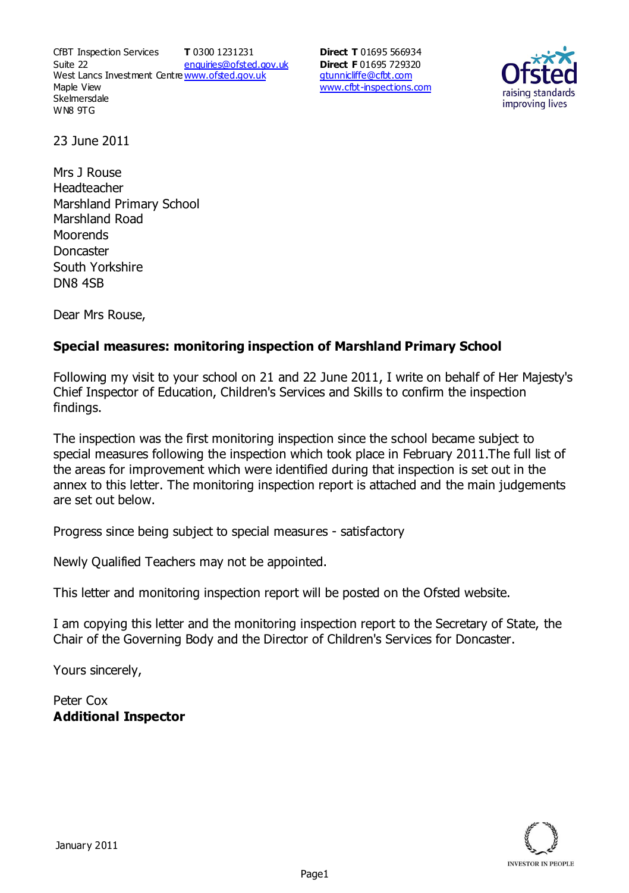CfBT Inspection Services
Suite 22
West Lancs Investment Centre
Maple View
Skelmersdale
WN8 9TG

**T** 0300 1231231
enquiries@ofsted.gov.uk
www.ofsted.gov.uk

**Direct T** 01695 566934
**Direct F** 01695 729320
gtunnicliffe@cfbt.com
www.cfbt-inspections.com

23 June 2011

Mrs J Rouse
Headteacher
Marshland Primary School
Marshland Road
Moorends
Doncaster
South Yorkshire
DN8 4SB

Dear Mrs Rouse,

**Special measures: monitoring inspection of Marshland Primary School**

Following my visit to your school on 21 and 22 June 2011, I write on behalf of Her Majesty's Chief Inspector of Education, Children's Services and Skills to confirm the inspection findings.

The inspection was the first monitoring inspection since the school became subject to special measures following the inspection which took place in February 2011.The full list of the areas for improvement which were identified during that inspection is set out in the annex to this letter. The monitoring inspection report is attached and the main judgements are set out below.

Progress since being subject to special measures - satisfactory

Newly Qualified Teachers may not be appointed.

This letter and monitoring inspection report will be posted on the Ofsted website.

I am copying this letter and the monitoring inspection report to the Secretary of State, the Chair of the Governing Body and the Director of Children's Services for Doncaster.

Yours sincerely,

Peter Cox
**Additional Inspector**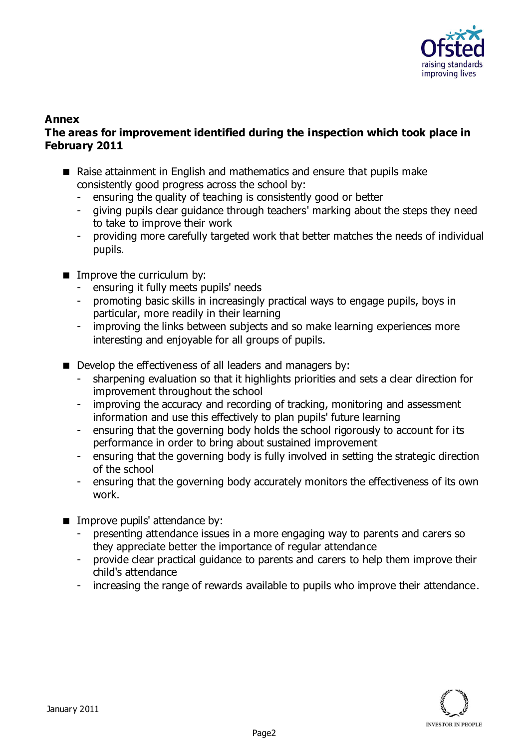**Annex**

**The areas for improvement identified during the inspection which took place in February 2011**

- Raise attainment in English and mathematics and ensure that pupils make consistently good progress across the school by:
  - ensuring the quality of teaching is consistently good or better
  - giving pupils clear guidance through teachers' marking about the steps they need to take to improve their work
  - providing more carefully targeted work that better matches the needs of individual pupils.

- Improve the curriculum by:
  - ensuring it fully meets pupils' needs
  - promoting basic skills in increasingly practical ways to engage pupils, boys in particular, more readily in their learning
  - improving the links between subjects and so make learning experiences more interesting and enjoyable for all groups of pupils.

- Develop the effectiveness of all leaders and managers by:
  - sharpening evaluation so that it highlights priorities and sets a clear direction for improvement throughout the school
  - improving the accuracy and recording of tracking, monitoring and assessment information and use this effectively to plan pupils' future learning
  - ensuring that the governing body holds the school rigorously to account for its performance in order to bring about sustained improvement
  - ensuring that the governing body is fully involved in setting the strategic direction of the school
  - ensuring that the governing body accurately monitors the effectiveness of its own work.

- Improve pupils' attendance by:
  - presenting attendance issues in a more engaging way to parents and carers so they appreciate better the importance of regular attendance
  - provide clear practical guidance to parents and carers to help them improve their child's attendance
  - increasing the range of rewards available to pupils who improve their attendance.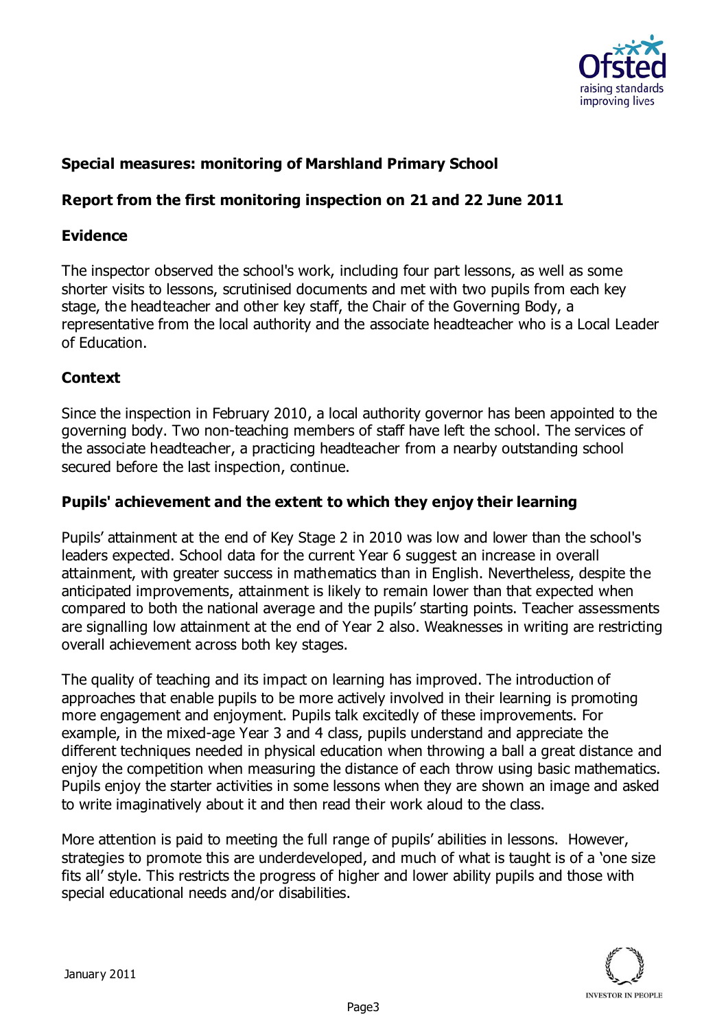## Special measures: monitoring of Marshland Primary School

### Report from the first monitoring inspection on 21 and 22 June 2011

### Evidence

The inspector observed the school's work, including four part lessons, as well as some shorter visits to lessons, scrutinised documents and met with two pupils from each key stage, the headteacher and other key staff, the Chair of the Governing Body, a representative from the local authority and the associate headteacher who is a Local Leader of Education.

### Context

Since the inspection in February 2010, a local authority governor has been appointed to the governing body. Two non-teaching members of staff have left the school. The services of the associate headteacher, a practicing headteacher from a nearby outstanding school secured before the last inspection, continue.

### Pupils' achievement and the extent to which they enjoy their learning

Pupils' attainment at the end of Key Stage 2 in 2010 was low and lower than the school's leaders expected. School data for the current Year 6 suggest an increase in overall attainment, with greater success in mathematics than in English. Nevertheless, despite the anticipated improvements, attainment is likely to remain lower than that expected when compared to both the national average and the pupils' starting points. Teacher assessments are signalling low attainment at the end of Year 2 also. Weaknesses in writing are restricting overall achievement across both key stages.

The quality of teaching and its impact on learning has improved. The introduction of approaches that enable pupils to be more actively involved in their learning is promoting more engagement and enjoyment. Pupils talk excitedly of these improvements. For example, in the mixed-age Year 3 and 4 class, pupils understand and appreciate the different techniques needed in physical education when throwing a ball a great distance and enjoy the competition when measuring the distance of each throw using basic mathematics. Pupils enjoy the starter activities in some lessons when they are shown an image and asked to write imaginatively about it and then read their work aloud to the class.

More attention is paid to meeting the full range of pupils' abilities in lessons. However, strategies to promote this are underdeveloped, and much of what is taught is of a 'one size fits all' style. This restricts the progress of higher and lower ability pupils and those with special educational needs and/or disabilities.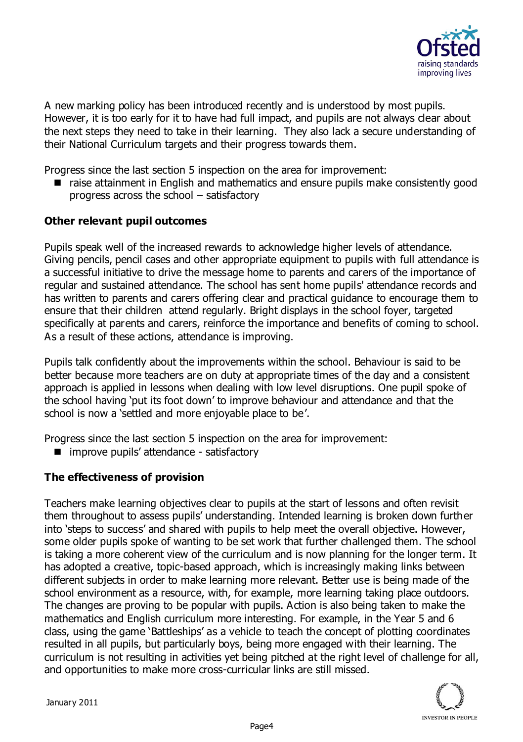A new marking policy has been introduced recently and is understood by most pupils. However, it is too early for it to have had full impact, and pupils are not always clear about the next steps they need to take in their learning. They also lack a secure understanding of their National Curriculum targets and their progress towards them.

Progress since the last section 5 inspection on the area for improvement:

- raise attainment in English and mathematics and ensure pupils make consistently good progress across the school – satisfactory

**Other relevant pupil outcomes**

Pupils speak well of the increased rewards to acknowledge higher levels of attendance. Giving pencils, pencil cases and other appropriate equipment to pupils with full attendance is a successful initiative to drive the message home to parents and carers of the importance of regular and sustained attendance. The school has sent home pupils' attendance records and has written to parents and carers offering clear and practical guidance to encourage them to ensure that their children attend regularly. Bright displays in the school foyer, targeted specifically at parents and carers, reinforce the importance and benefits of coming to school. As a result of these actions, attendance is improving.

Pupils talk confidently about the improvements within the school. Behaviour is said to be better because more teachers are on duty at appropriate times of the day and a consistent approach is applied in lessons when dealing with low level disruptions. One pupil spoke of the school having 'put its foot down' to improve behaviour and attendance and that the school is now a 'settled and more enjoyable place to be'.

Progress since the last section 5 inspection on the area for improvement:

- improve pupils' attendance - satisfactory

**The effectiveness of provision**

Teachers make learning objectives clear to pupils at the start of lessons and often revisit them throughout to assess pupils' understanding. Intended learning is broken down further into 'steps to success' and shared with pupils to help meet the overall objective. However, some older pupils spoke of wanting to be set work that further challenged them. The school is taking a more coherent view of the curriculum and is now planning for the longer term. It has adopted a creative, topic-based approach, which is increasingly making links between different subjects in order to make learning more relevant. Better use is being made of the school environment as a resource, with, for example, more learning taking place outdoors. The changes are proving to be popular with pupils. Action is also being taken to make the mathematics and English curriculum more interesting. For example, in the Year 5 and 6 class, using the game 'Battleships' as a vehicle to teach the concept of plotting coordinates resulted in all pupils, but particularly boys, being more engaged with their learning. The curriculum is not resulting in activities yet being pitched at the right level of challenge for all, and opportunities to make more cross-curricular links are still missed.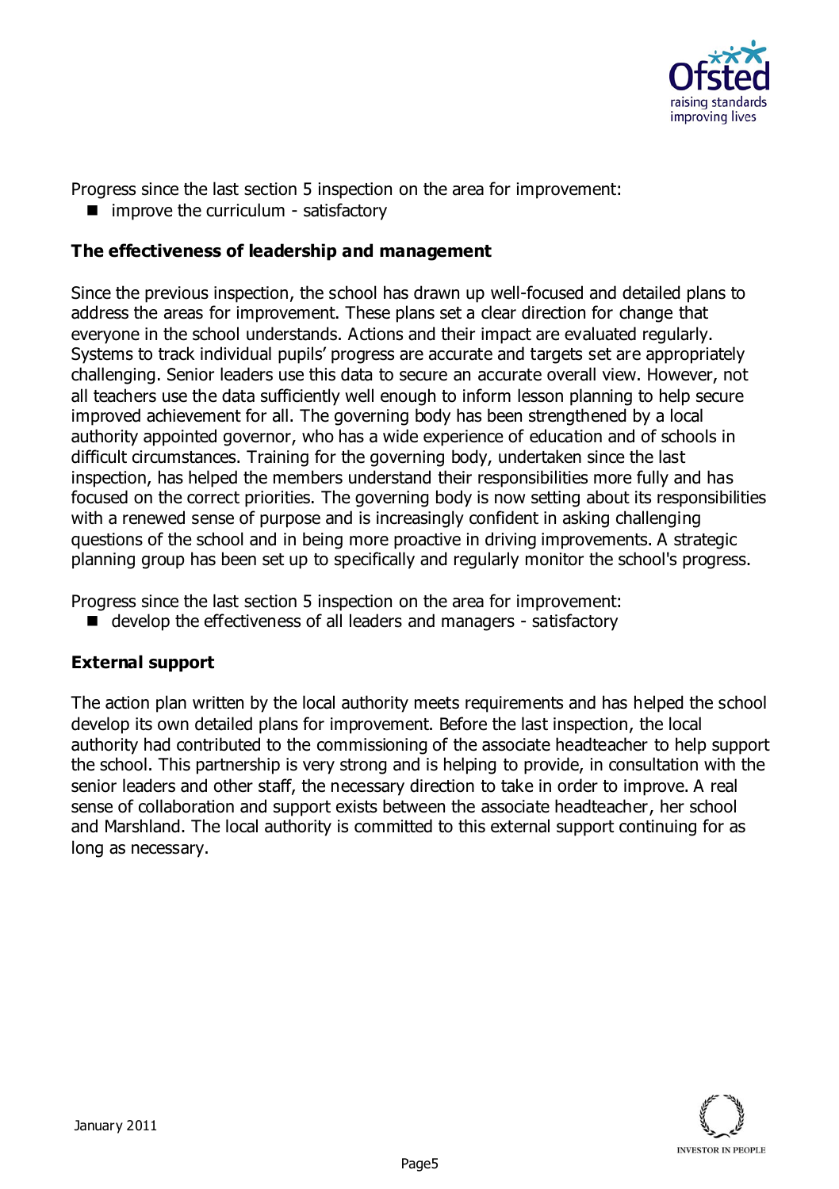Progress since the last section 5 inspection on the area for improvement:

- improve the curriculum - satisfactory

**The effectiveness of leadership and management**

Since the previous inspection, the school has drawn up well-focused and detailed plans to address the areas for improvement. These plans set a clear direction for change that everyone in the school understands. Actions and their impact are evaluated regularly. Systems to track individual pupils' progress are accurate and targets set are appropriately challenging. Senior leaders use this data to secure an accurate overall view. However, not all teachers use the data sufficiently well enough to inform lesson planning to help secure improved achievement for all. The governing body has been strengthened by a local authority appointed governor, who has a wide experience of education and of schools in difficult circumstances. Training for the governing body, undertaken since the last inspection, has helped the members understand their responsibilities more fully and has focused on the correct priorities. The governing body is now setting about its responsibilities with a renewed sense of purpose and is increasingly confident in asking challenging questions of the school and in being more proactive in driving improvements. A strategic planning group has been set up to specifically and regularly monitor the school's progress.

Progress since the last section 5 inspection on the area for improvement:

- develop the effectiveness of all leaders and managers - satisfactory

**External support**

The action plan written by the local authority meets requirements and has helped the school develop its own detailed plans for improvement. Before the last inspection, the local authority had contributed to the commissioning of the associate headteacher to help support the school. This partnership is very strong and is helping to provide, in consultation with the senior leaders and other staff, the necessary direction to take in order to improve. A real sense of collaboration and support exists between the associate headteacher, her school and Marshland. The local authority is committed to this external support continuing for as long as necessary.